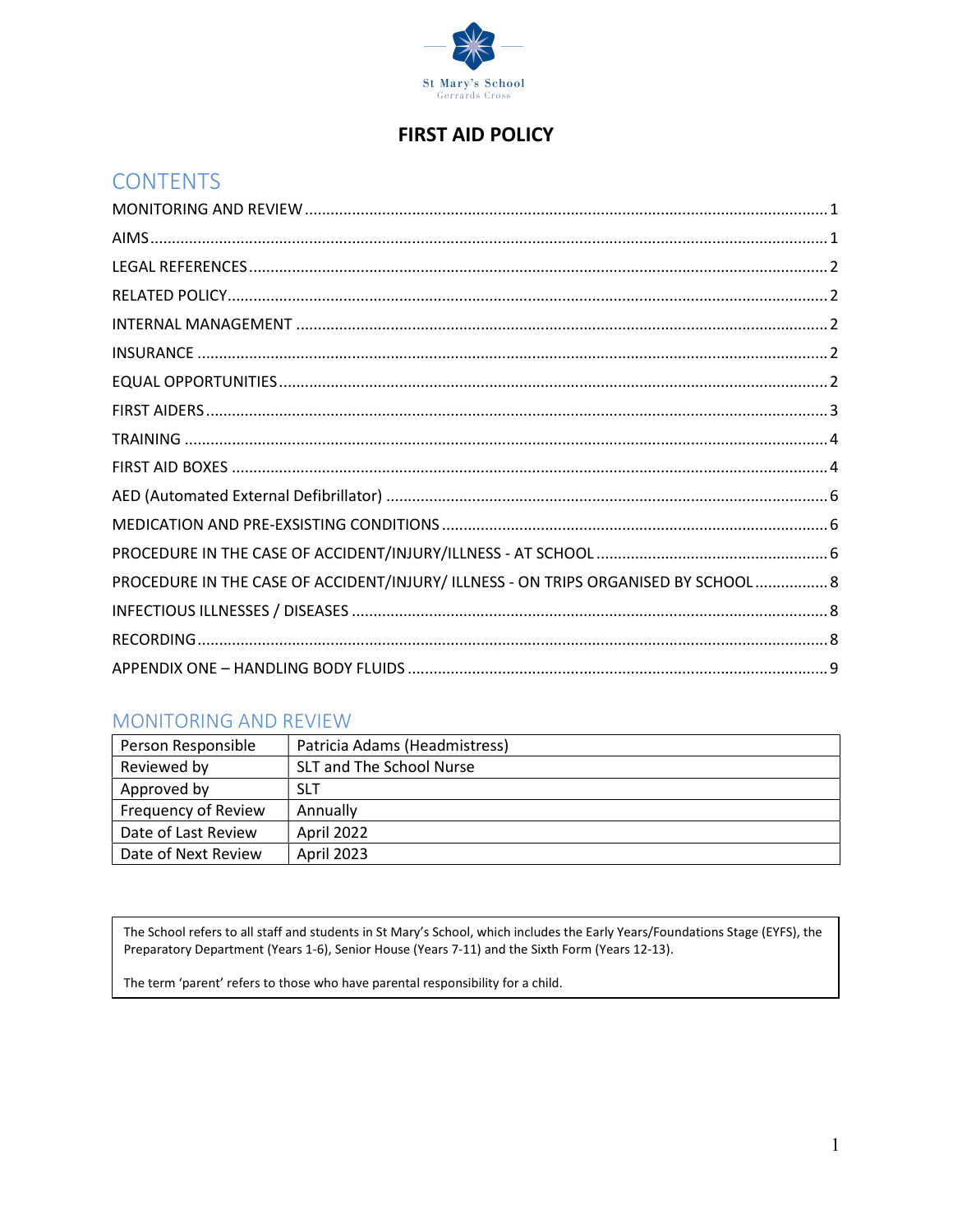St Mary's School
Gerrards Cross

# FIRST AID POLICY

## CONTENTS

MONITORING AND REVIEW ........................................................ 1
AIMS ........................................................ 1
LEGAL REFERENCES ........................................................ 2
RELATED POLICY ........................................................ 2
INTERNAL MANAGEMENT ........................................................ 2
INSURANCE ........................................................ 2
EQUAL OPPORTUNITIES ........................................................ 2
FIRST AIDERS ........................................................ 3
TRAINING ........................................................ 4
FIRST AID BOXES ........................................................ 4
AED (Automated External Defibrillator) ........................................................ 6
MEDICATION AND PRE-EXSISTING CONDITIONS ........................................................ 6
PROCEDURE IN THE CASE OF ACCIDENT/INJURY/ILLNESS - AT SCHOOL ........................................................ 6
PROCEDURE IN THE CASE OF ACCIDENT/INJURY/ ILLNESS - ON TRIPS ORGANISED BY SCHOOL ........................................................ 8
INFECTIOUS ILLNESSES / DISEASES ........................................................ 8
RECORDING ........................................................ 8
APPENDIX ONE – HANDLING BODY FLUIDS ........................................................ 9

## MONITORING AND REVIEW

| Person Responsible | Patricia Adams (Headmistress) |
|---|---|
| Reviewed by | SLT and The School Nurse |
| Approved by | SLT |
| Frequency of Review | Annually |
| Date of Last Review | April 2022 |
| Date of Next Review | April 2023 |

The School refers to all staff and students in St Mary's School, which includes the Early Years/Foundations Stage (EYFS), the Preparatory Department (Years 1-6), Senior House (Years 7-11) and the Sixth Form (Years 12-13).

The term 'parent' refers to those who have parental responsibility for a child.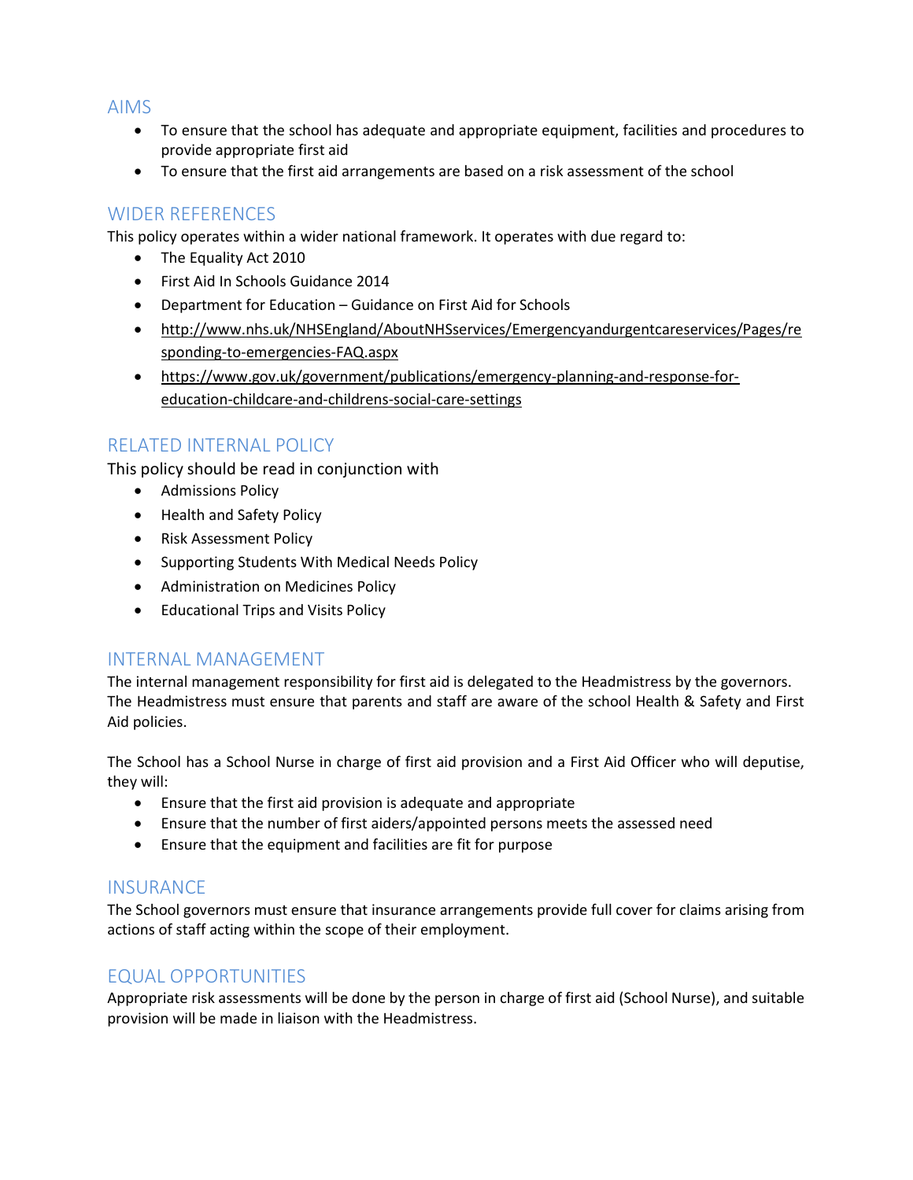## AIMS

- To ensure that the school has adequate and appropriate equipment, facilities and procedures to provide appropriate first aid
- To ensure that the first aid arrangements are based on a risk assessment of the school

## WIDER REFERENCES

This policy operates within a wider national framework. It operates with due regard to:

- The Equality Act 2010
- First Aid In Schools Guidance 2014
- Department for Education – Guidance on First Aid for Schools
- http://www.nhs.uk/NHSEngland/AboutNHSservices/Emergencyandurgentcareservices/Pages/responding-to-emergencies-FAQ.aspx
- https://www.gov.uk/government/publications/emergency-planning-and-response-for-education-childcare-and-childrens-social-care-settings

## RELATED INTERNAL POLICY

This policy should be read in conjunction with

- Admissions Policy
- Health and Safety Policy
- Risk Assessment Policy
- Supporting Students With Medical Needs Policy
- Administration on Medicines Policy
- Educational Trips and Visits Policy

## INTERNAL MANAGEMENT

The internal management responsibility for first aid is delegated to the Headmistress by the governors. The Headmistress must ensure that parents and staff are aware of the school Health & Safety and First Aid policies.

The School has a School Nurse in charge of first aid provision and a First Aid Officer who will deputise, they will:

- Ensure that the first aid provision is adequate and appropriate
- Ensure that the number of first aiders/appointed persons meets the assessed need
- Ensure that the equipment and facilities are fit for purpose

## INSURANCE

The School governors must ensure that insurance arrangements provide full cover for claims arising from actions of staff acting within the scope of their employment.

## EQUAL OPPORTUNITIES

Appropriate risk assessments will be done by the person in charge of first aid (School Nurse), and suitable provision will be made in liaison with the Headmistress.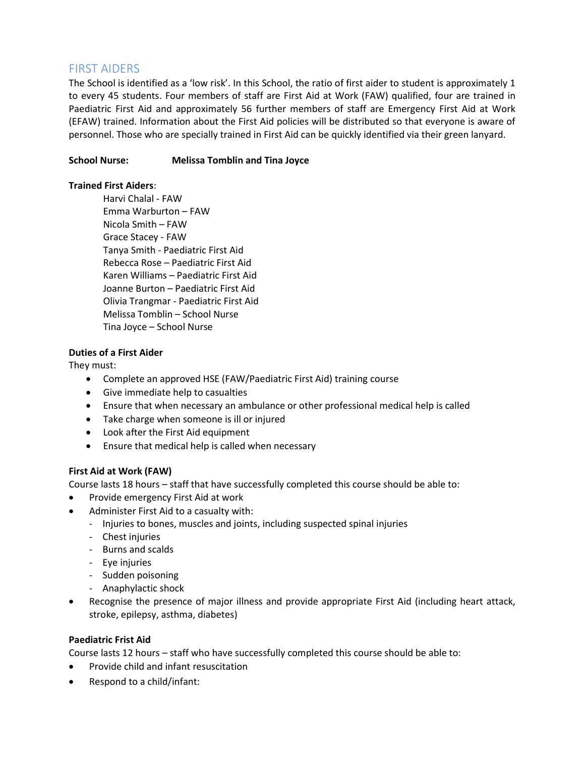## FIRST AIDERS

The School is identified as a 'low risk'. In this School, the ratio of first aider to student is approximately 1 to every 45 students. Four members of staff are First Aid at Work (FAW) qualified, four are trained in Paediatric First Aid and approximately 56 further members of staff are Emergency First Aid at Work (EFAW) trained. Information about the First Aid policies will be distributed so that everyone is aware of personnel. Those who are specially trained in First Aid can be quickly identified via their green lanyard.

**School Nurse:** **Melissa Tomblin and Tina Joyce**

**Trained First Aiders**:

Harvi Chalal - FAW
Emma Warburton – FAW
Nicola Smith – FAW
Grace Stacey - FAW
Tanya Smith - Paediatric First Aid
Rebecca Rose – Paediatric First Aid
Karen Williams – Paediatric First Aid
Joanne Burton – Paediatric First Aid
Olivia Trangmar - Paediatric First Aid
Melissa Tomblin – School Nurse
Tina Joyce – School Nurse

**Duties of a First Aider**

They must:

- Complete an approved HSE (FAW/Paediatric First Aid) training course
- Give immediate help to casualties
- Ensure that when necessary an ambulance or other professional medical help is called
- Take charge when someone is ill or injured
- Look after the First Aid equipment
- Ensure that medical help is called when necessary

**First Aid at Work (FAW)**

Course lasts 18 hours – staff that have successfully completed this course should be able to:

- Provide emergency First Aid at work
- Administer First Aid to a casualty with:
  - Injuries to bones, muscles and joints, including suspected spinal injuries
  - Chest injuries
  - Burns and scalds
  - Eye injuries
  - Sudden poisoning
  - Anaphylactic shock
- Recognise the presence of major illness and provide appropriate First Aid (including heart attack, stroke, epilepsy, asthma, diabetes)

**Paediatric Frist Aid**

Course lasts 12 hours – staff who have successfully completed this course should be able to:

- Provide child and infant resuscitation
- Respond to a child/infant: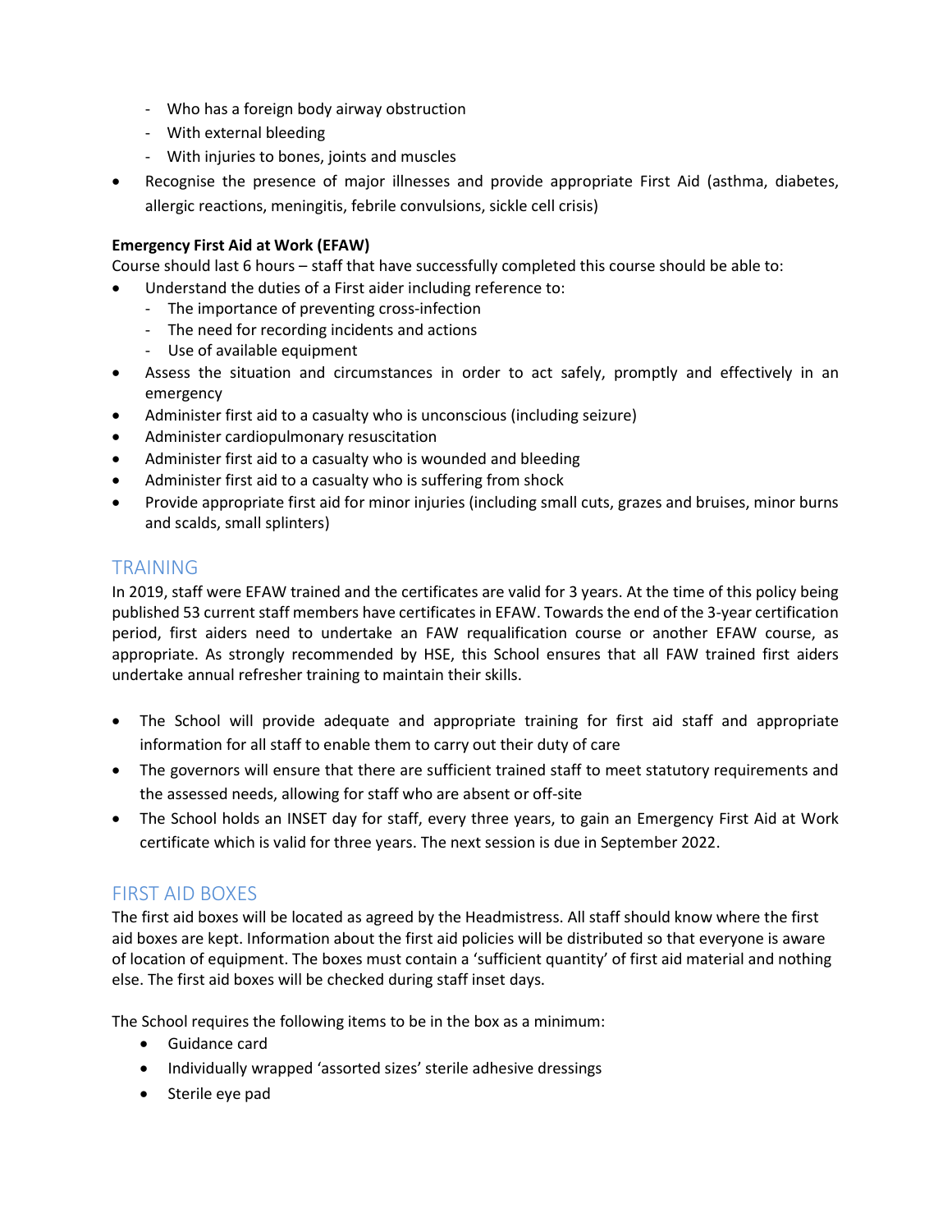- Who has a foreign body airway obstruction
- With external bleeding
- With injuries to bones, joints and muscles

- Recognise the presence of major illnesses and provide appropriate First Aid (asthma, diabetes, allergic reactions, meningitis, febrile convulsions, sickle cell crisis)

**Emergency First Aid at Work (EFAW)**
Course should last 6 hours – staff that have successfully completed this course should be able to:

- Understand the duties of a First aider including reference to:
  - The importance of preventing cross-infection
  - The need for recording incidents and actions
  - Use of available equipment
- Assess the situation and circumstances in order to act safely, promptly and effectively in an emergency
- Administer first aid to a casualty who is unconscious (including seizure)
- Administer cardiopulmonary resuscitation
- Administer first aid to a casualty who is wounded and bleeding
- Administer first aid to a casualty who is suffering from shock
- Provide appropriate first aid for minor injuries (including small cuts, grazes and bruises, minor burns and scalds, small splinters)

## TRAINING

In 2019, staff were EFAW trained and the certificates are valid for 3 years. At the time of this policy being published 53 current staff members have certificates in EFAW. Towards the end of the 3-year certification period, first aiders need to undertake an FAW requalification course or another EFAW course, as appropriate. As strongly recommended by HSE, this School ensures that all FAW trained first aiders undertake annual refresher training to maintain their skills.

- The School will provide adequate and appropriate training for first aid staff and appropriate information for all staff to enable them to carry out their duty of care
- The governors will ensure that there are sufficient trained staff to meet statutory requirements and the assessed needs, allowing for staff who are absent or off-site
- The School holds an INSET day for staff, every three years, to gain an Emergency First Aid at Work certificate which is valid for three years. The next session is due in September 2022.

## FIRST AID BOXES

The first aid boxes will be located as agreed by the Headmistress. All staff should know where the first aid boxes are kept. Information about the first aid policies will be distributed so that everyone is aware of location of equipment. The boxes must contain a 'sufficient quantity' of first aid material and nothing else. The first aid boxes will be checked during staff inset days.

The School requires the following items to be in the box as a minimum:

- Guidance card
- Individually wrapped 'assorted sizes' sterile adhesive dressings
- Sterile eye pad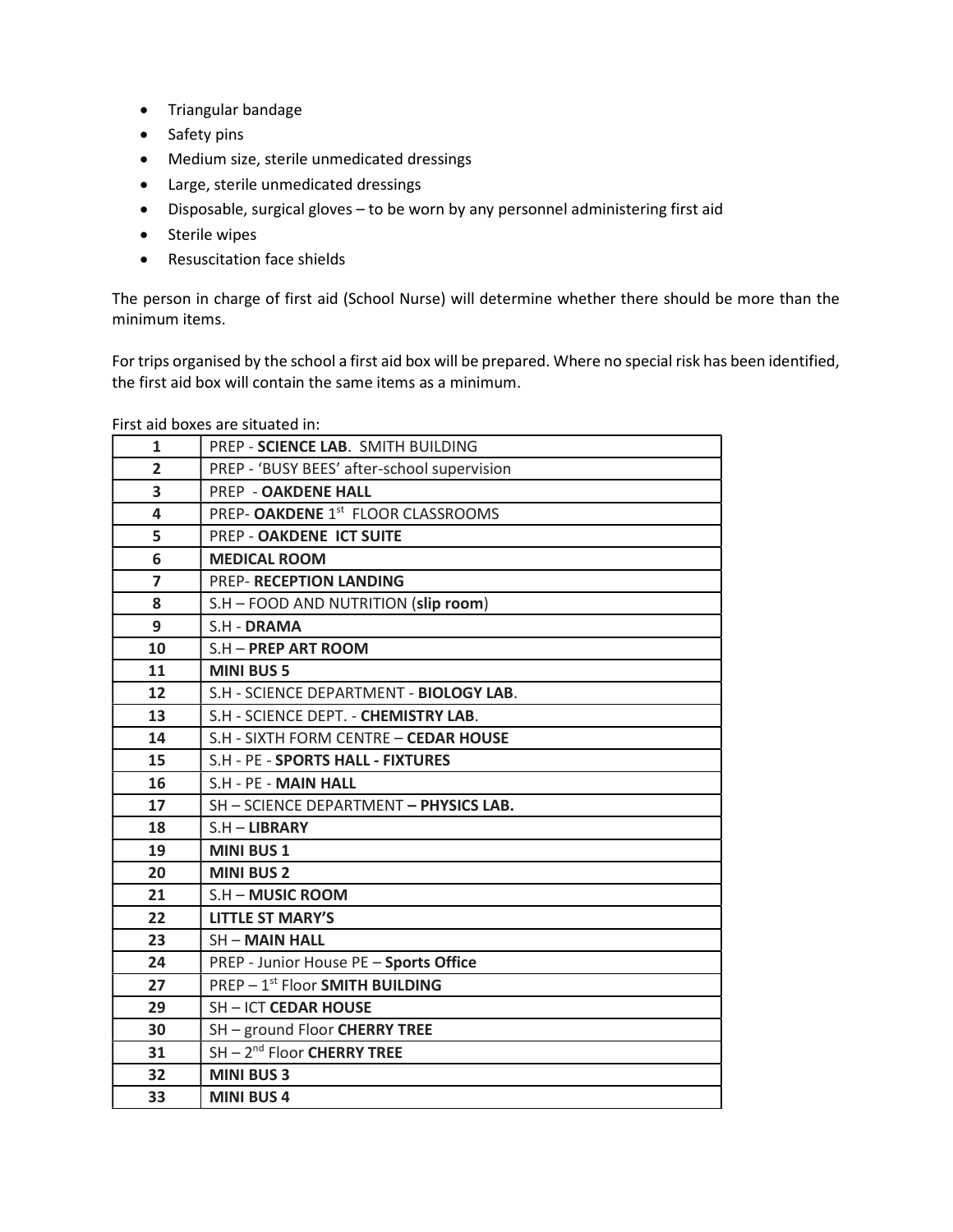- Triangular bandage
- Safety pins
- Medium size, sterile unmedicated dressings
- Large, sterile unmedicated dressings
- Disposable, surgical gloves – to be worn by any personnel administering first aid
- Sterile wipes
- Resuscitation face shields

The person in charge of first aid (School Nurse) will determine whether there should be more than the minimum items.

For trips organised by the school a first aid box will be prepared. Where no special risk has been identified, the first aid box will contain the same items as a minimum.

First aid boxes are situated in:

| | |
|---|---|
| **1** | PREP - **SCIENCE LAB**. SMITH BUILDING |
| **2** | PREP - 'BUSY BEES' after-school supervision |
| **3** | PREP - **OAKDENE HALL** |
| **4** | PREP- **OAKDENE** 1st FLOOR CLASSROOMS |
| **5** | PREP - **OAKDENE ICT SUITE** |
| **6** | **MEDICAL ROOM** |
| **7** | PREP- **RECEPTION LANDING** |
| **8** | S.H – FOOD AND NUTRITION (**slip room**) |
| **9** | S.H - **DRAMA** |
| **10** | S.H – **PREP ART ROOM** |
| **11** | **MINI BUS 5** |
| **12** | S.H - SCIENCE DEPARTMENT - **BIOLOGY LAB**. |
| **13** | S.H - SCIENCE DEPT. - **CHEMISTRY LAB**. |
| **14** | S.H - SIXTH FORM CENTRE – **CEDAR HOUSE** |
| **15** | S.H - PE - **SPORTS HALL - FIXTURES** |
| **16** | S.H - PE - **MAIN HALL** |
| **17** | SH – SCIENCE DEPARTMENT **– PHYSICS LAB.** |
| **18** | S.H – **LIBRARY** |
| **19** | **MINI BUS 1** |
| **20** | **MINI BUS 2** |
| **21** | S.H – **MUSIC ROOM** |
| **22** | **LITTLE ST MARY'S** |
| **23** | SH – **MAIN HALL** |
| **24** | PREP - Junior House PE – **Sports Office** |
| **27** | PREP – 1st Floor **SMITH BUILDING** |
| **29** | SH – ICT **CEDAR HOUSE** |
| **30** | SH – ground Floor **CHERRY TREE** |
| **31** | SH – 2nd Floor **CHERRY TREE** |
| **32** | **MINI BUS 3** |
| **33** | **MINI BUS 4** |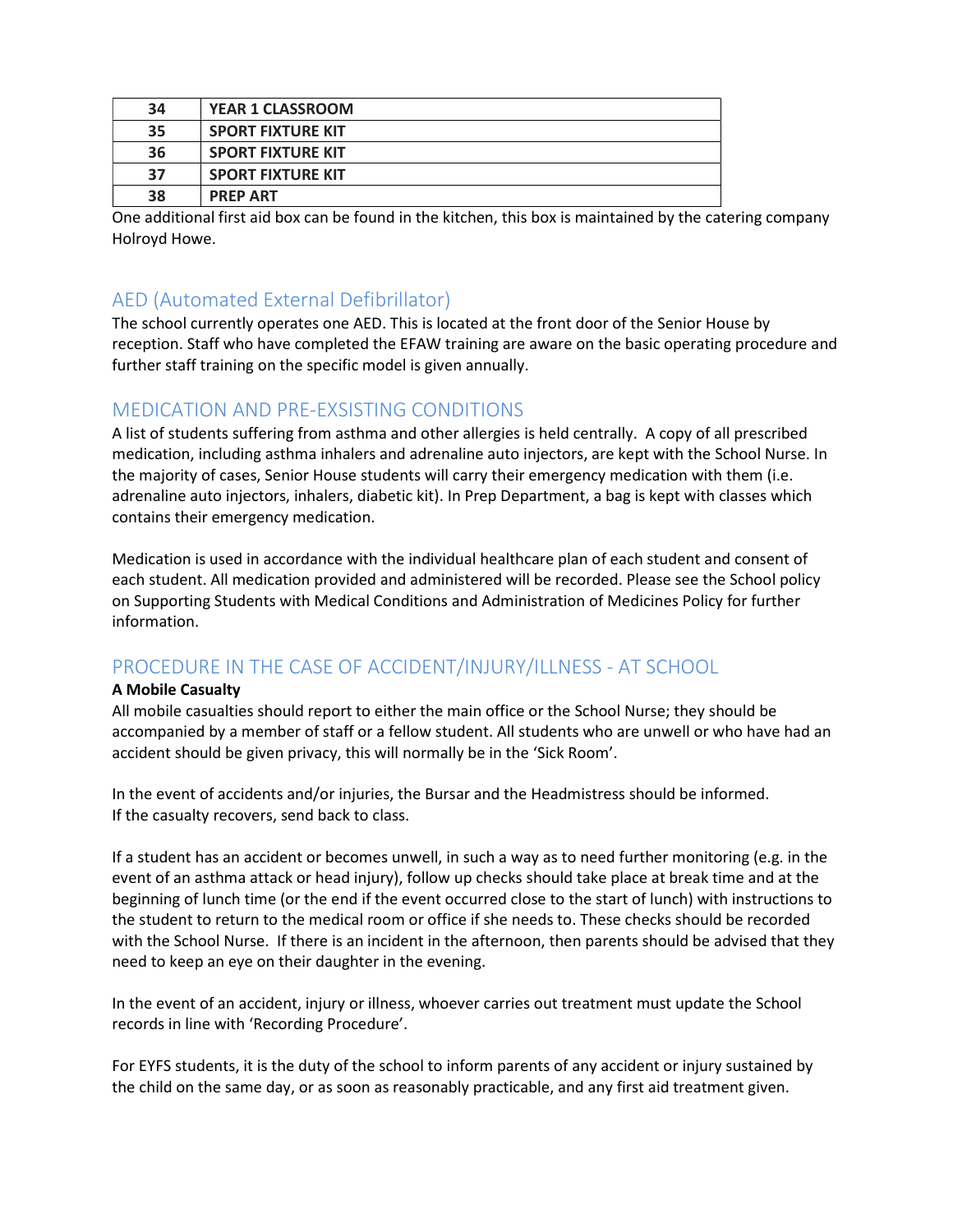| 34 | YEAR 1 CLASSROOM |
|---|---|
| 35 | SPORT FIXTURE KIT |
| 36 | SPORT FIXTURE KIT |
| 37 | SPORT FIXTURE KIT |
| 38 | PREP ART |

One additional first aid box can be found in the kitchen, this box is maintained by the catering company Holroyd Howe.

## AED (Automated External Defibrillator)

The school currently operates one AED. This is located at the front door of the Senior House by reception. Staff who have completed the EFAW training are aware on the basic operating procedure and further staff training on the specific model is given annually.

## MEDICATION AND PRE-EXSISTING CONDITIONS

A list of students suffering from asthma and other allergies is held centrally. A copy of all prescribed medication, including asthma inhalers and adrenaline auto injectors, are kept with the School Nurse. In the majority of cases, Senior House students will carry their emergency medication with them (i.e. adrenaline auto injectors, inhalers, diabetic kit). In Prep Department, a bag is kept with classes which contains their emergency medication.

Medication is used in accordance with the individual healthcare plan of each student and consent of each student. All medication provided and administered will be recorded. Please see the School policy on Supporting Students with Medical Conditions and Administration of Medicines Policy for further information.

## PROCEDURE IN THE CASE OF ACCIDENT/INJURY/ILLNESS - AT SCHOOL

**A Mobile Casualty**

All mobile casualties should report to either the main office or the School Nurse; they should be accompanied by a member of staff or a fellow student. All students who are unwell or who have had an accident should be given privacy, this will normally be in the 'Sick Room'.

In the event of accidents and/or injuries, the Bursar and the Headmistress should be informed.
If the casualty recovers, send back to class.

If a student has an accident or becomes unwell, in such a way as to need further monitoring (e.g. in the event of an asthma attack or head injury), follow up checks should take place at break time and at the beginning of lunch time (or the end if the event occurred close to the start of lunch) with instructions to the student to return to the medical room or office if she needs to. These checks should be recorded with the School Nurse. If there is an incident in the afternoon, then parents should be advised that they need to keep an eye on their daughter in the evening.

In the event of an accident, injury or illness, whoever carries out treatment must update the School records in line with 'Recording Procedure'.

For EYFS students, it is the duty of the school to inform parents of any accident or injury sustained by the child on the same day, or as soon as reasonably practicable, and any first aid treatment given.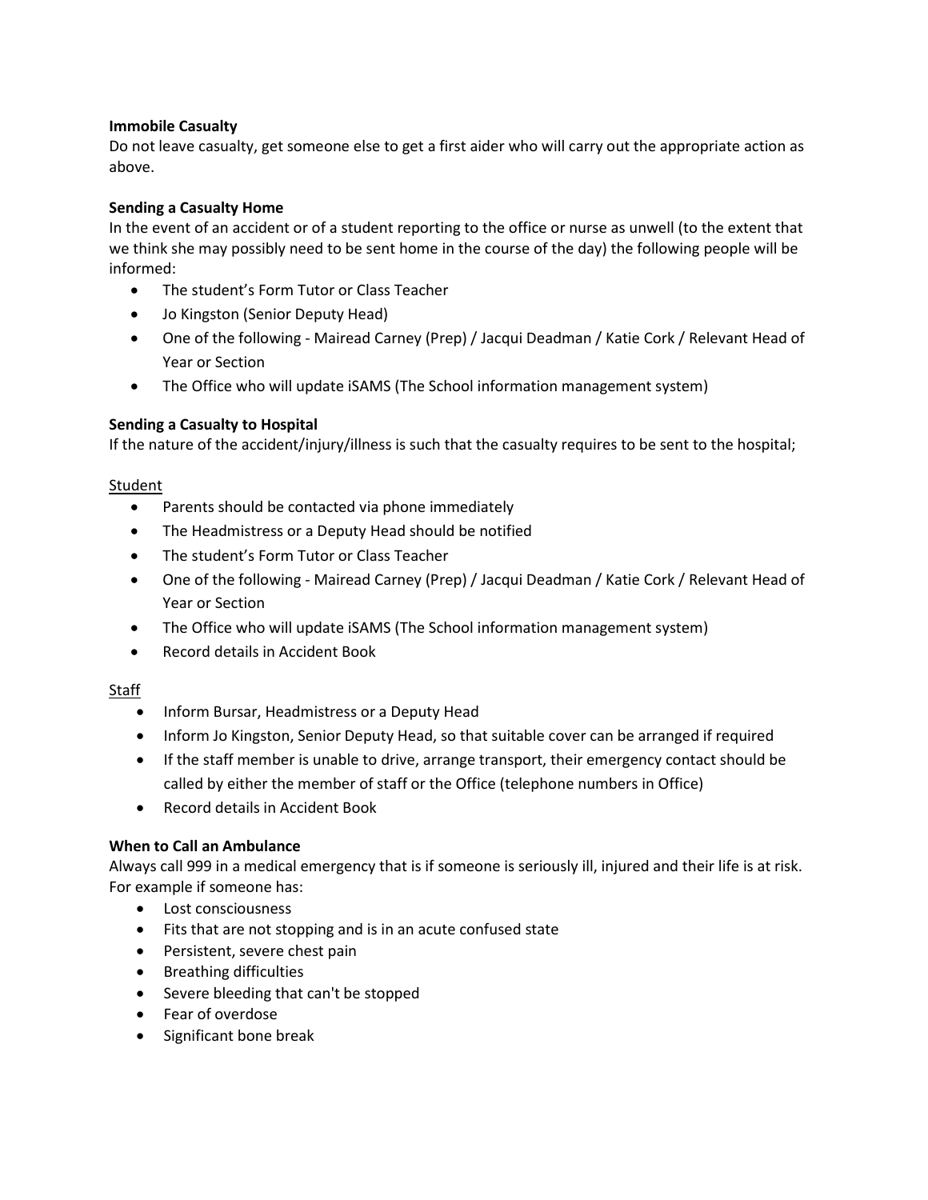**Immobile Casualty**

Do not leave casualty, get someone else to get a first aider who will carry out the appropriate action as above.

**Sending a Casualty Home**

In the event of an accident or of a student reporting to the office or nurse as unwell (to the extent that we think she may possibly need to be sent home in the course of the day) the following people will be informed:

- The student's Form Tutor or Class Teacher
- Jo Kingston (Senior Deputy Head)
- One of the following - Mairead Carney (Prep) / Jacqui Deadman / Katie Cork / Relevant Head of Year or Section
- The Office who will update iSAMS (The School information management system)

**Sending a Casualty to Hospital**

If the nature of the accident/injury/illness is such that the casualty requires to be sent to the hospital;

<u>Student</u>

- Parents should be contacted via phone immediately
- The Headmistress or a Deputy Head should be notified
- The student's Form Tutor or Class Teacher
- One of the following - Mairead Carney (Prep) / Jacqui Deadman / Katie Cork / Relevant Head of Year or Section
- The Office who will update iSAMS (The School information management system)
- Record details in Accident Book

<u>Staff</u>

- Inform Bursar, Headmistress or a Deputy Head
- Inform Jo Kingston, Senior Deputy Head, so that suitable cover can be arranged if required
- If the staff member is unable to drive, arrange transport, their emergency contact should be called by either the member of staff or the Office (telephone numbers in Office)
- Record details in Accident Book

**When to Call an Ambulance**

Always call 999 in a medical emergency that is if someone is seriously ill, injured and their life is at risk. For example if someone has:

- Lost consciousness
- Fits that are not stopping and is in an acute confused state
- Persistent, severe chest pain
- Breathing difficulties
- Severe bleeding that can't be stopped
- Fear of overdose
- Significant bone break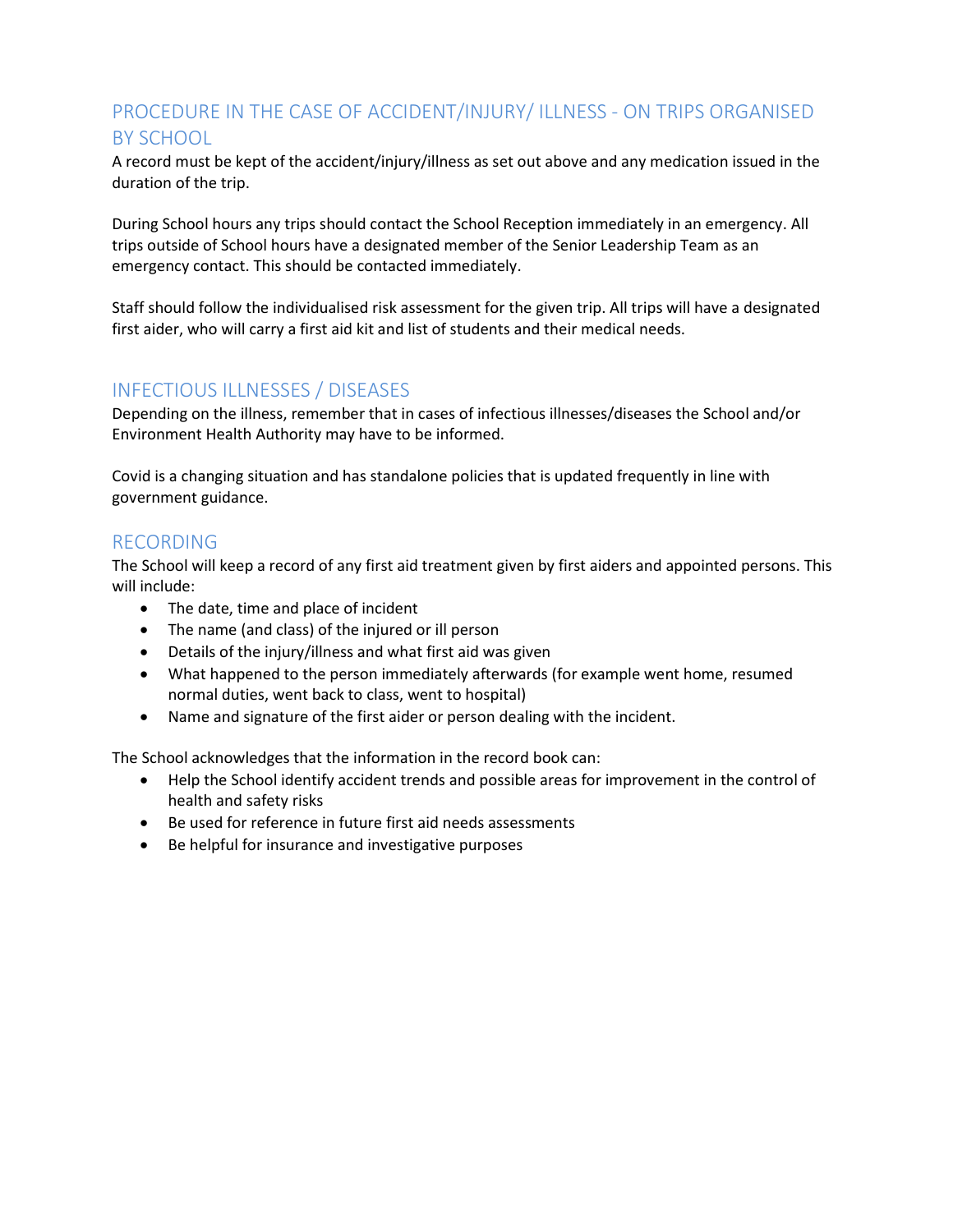## PROCEDURE IN THE CASE OF ACCIDENT/INJURY/ ILLNESS - ON TRIPS ORGANISED BY SCHOOL

A record must be kept of the accident/injury/illness as set out above and any medication issued in the duration of the trip.

During School hours any trips should contact the School Reception immediately in an emergency. All trips outside of School hours have a designated member of the Senior Leadership Team as an emergency contact. This should be contacted immediately.

Staff should follow the individualised risk assessment for the given trip. All trips will have a designated first aider, who will carry a first aid kit and list of students and their medical needs.

## INFECTIOUS ILLNESSES / DISEASES

Depending on the illness, remember that in cases of infectious illnesses/diseases the School and/or Environment Health Authority may have to be informed.

Covid is a changing situation and has standalone policies that is updated frequently in line with government guidance.

## RECORDING

The School will keep a record of any first aid treatment given by first aiders and appointed persons. This will include:

- The date, time and place of incident
- The name (and class) of the injured or ill person
- Details of the injury/illness and what first aid was given
- What happened to the person immediately afterwards (for example went home, resumed normal duties, went back to class, went to hospital)
- Name and signature of the first aider or person dealing with the incident.

The School acknowledges that the information in the record book can:

- Help the School identify accident trends and possible areas for improvement in the control of health and safety risks
- Be used for reference in future first aid needs assessments
- Be helpful for insurance and investigative purposes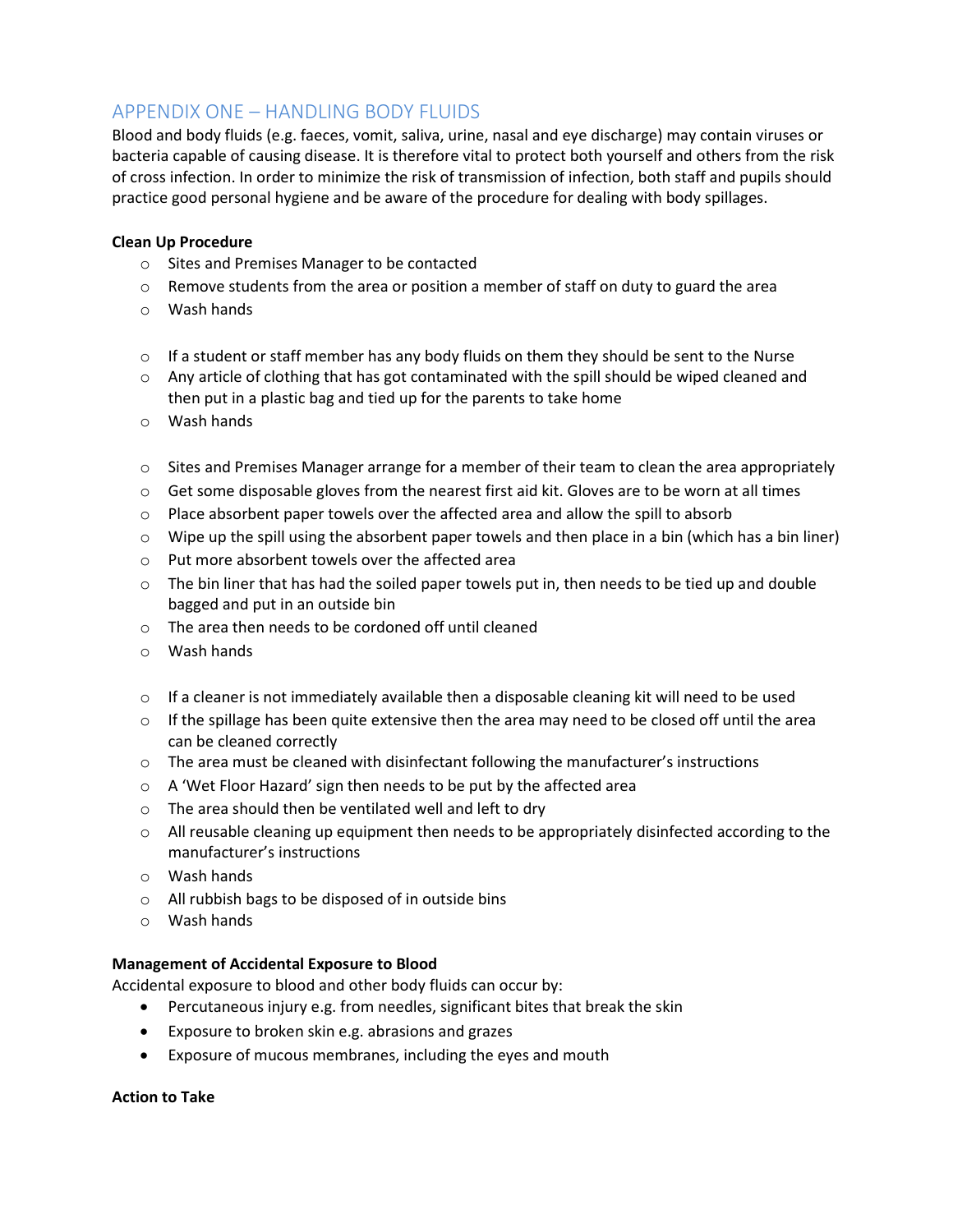## APPENDIX ONE – HANDLING BODY FLUIDS

Blood and body fluids (e.g. faeces, vomit, saliva, urine, nasal and eye discharge) may contain viruses or bacteria capable of causing disease. It is therefore vital to protect both yourself and others from the risk of cross infection. In order to minimize the risk of transmission of infection, both staff and pupils should practice good personal hygiene and be aware of the procedure for dealing with body spillages.

**Clean Up Procedure**

- Sites and Premises Manager to be contacted
- Remove students from the area or position a member of staff on duty to guard the area
- Wash hands

- If a student or staff member has any body fluids on them they should be sent to the Nurse
- Any article of clothing that has got contaminated with the spill should be wiped cleaned and then put in a plastic bag and tied up for the parents to take home
- Wash hands

- Sites and Premises Manager arrange for a member of their team to clean the area appropriately
- Get some disposable gloves from the nearest first aid kit. Gloves are to be worn at all times
- Place absorbent paper towels over the affected area and allow the spill to absorb
- Wipe up the spill using the absorbent paper towels and then place in a bin (which has a bin liner)
- Put more absorbent towels over the affected area
- The bin liner that has had the soiled paper towels put in, then needs to be tied up and double bagged and put in an outside bin
- The area then needs to be cordoned off until cleaned
- Wash hands

- If a cleaner is not immediately available then a disposable cleaning kit will need to be used
- If the spillage has been quite extensive then the area may need to be closed off until the area can be cleaned correctly
- The area must be cleaned with disinfectant following the manufacturer's instructions
- A 'Wet Floor Hazard' sign then needs to be put by the affected area
- The area should then be ventilated well and left to dry
- All reusable cleaning up equipment then needs to be appropriately disinfected according to the manufacturer's instructions
- Wash hands
- All rubbish bags to be disposed of in outside bins
- Wash hands

**Management of Accidental Exposure to Blood**

Accidental exposure to blood and other body fluids can occur by:

- Percutaneous injury e.g. from needles, significant bites that break the skin
- Exposure to broken skin e.g. abrasions and grazes
- Exposure of mucous membranes, including the eyes and mouth

**Action to Take**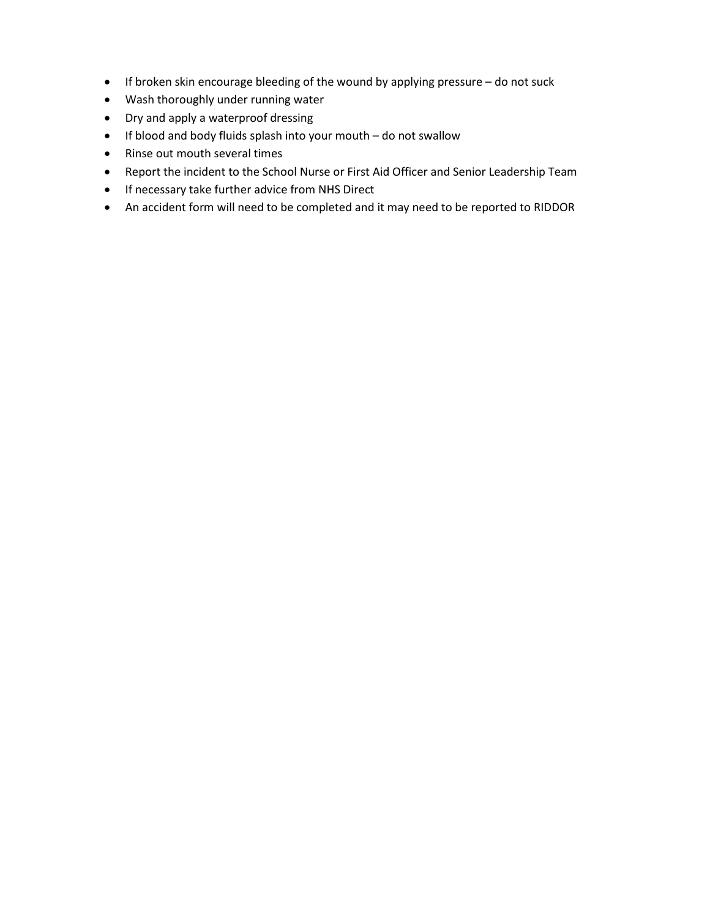- If broken skin encourage bleeding of the wound by applying pressure – do not suck
- Wash thoroughly under running water
- Dry and apply a waterproof dressing
- If blood and body fluids splash into your mouth – do not swallow
- Rinse out mouth several times
- Report the incident to the School Nurse or First Aid Officer and Senior Leadership Team
- If necessary take further advice from NHS Direct
- An accident form will need to be completed and it may need to be reported to RIDDOR